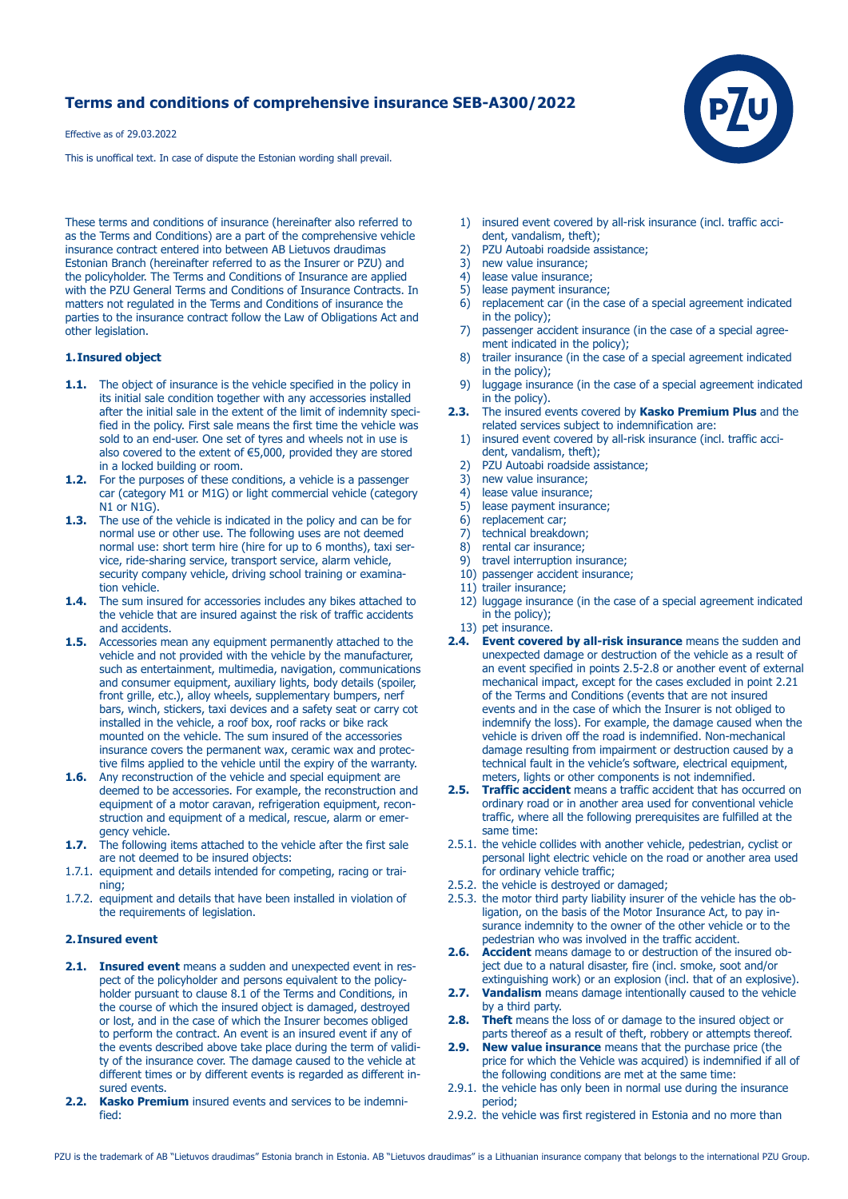# Terms and conditions of comprehensive insurance SEB-A300/2022

Effective as of 29.03.2022

This is unoffical text. In case of dispute the Estonian wording shall prevail.

These terms and conditions of insurance (hereinafter also referred to as the Terms and Conditions) are a part of the comprehensive vehicle insurance contract entered into between AB Lietuvos draudimas Estonian Branch (hereinafter referred to as the Insurer or PZU) and the policyholder. The Terms and Conditions of Insurance are applied with the PZU General Terms and Conditions of Insurance Contracts. In matters not regulated in the Terms and Conditions of insurance the parties to the insurance contract follow the Law of Obligations Act and other legislation.

## 1. Insured object

**1.1.** The object of insurance is the vehicle specified in the policy in its initial sale condition together with any accessories installed after the initial sale in the extent of the limit of indemnity specified in the policy. First sale means the first time the vehicle was sold to an end-user. One set of tyres and wheels not in use is also covered to the extent of €5,000, provided they are stored in a locked building or room.

**1.2.** For the purposes of these conditions, a vehicle is a passenger car (category M1 or M1G) or light commercial vehicle (category N1 or N1G).

**1.3.** The use of the vehicle is indicated in the policy and can be for normal use or other use. The following uses are not deemed normal use: short term hire (hire for up to 6 months), taxi service, ride-sharing service, transport service, alarm vehicle, security company vehicle, driving school training or examination vehicle.

**1.4.** The sum insured for accessories includes any bikes attached to the vehicle that are insured against the risk of traffic accidents and accidents.

**1.5.** Accessories mean any equipment permanently attached to the vehicle and not provided with the vehicle by the manufacturer, such as entertainment, multimedia, navigation, communications and consumer equipment, auxiliary lights, body details (spoiler, front grille, etc.), alloy wheels, supplementary bumpers, nerf bars, winch, stickers, taxi devices and a safety seat or carry cot installed in the vehicle, a roof box, roof racks or bike rack mounted on the vehicle. The sum insured of the accessories insurance covers the permanent wax, ceramic wax and protective films applied to the vehicle until the expiry of the warranty.

**1.6.** Any reconstruction of the vehicle and special equipment are deemed to be accessories. For example, the reconstruction and equipment of a motor caravan, refrigeration equipment, reconstruction and equipment of a medical, rescue, alarm or emergency vehicle.

**1.7.** The following items attached to the vehicle after the first sale are not deemed to be insured objects:

1.7.1. equipment and details intended for competing, racing or training;

1.7.2. equipment and details that have been installed in violation of the requirements of legislation.

## 2. Insured event

**2.1.** **Insured event** means a sudden and unexpected event in respect of the policyholder and persons equivalent to the policyholder pursuant to clause 8.1 of the Terms and Conditions, in the course of which the insured object is damaged, destroyed or lost, and in the case of which the Insurer becomes obliged to perform the contract. An event is an insured event if any of the events described above take place during the term of validity of the insurance cover. The damage caused to the vehicle at different times or by different events is regarded as different insured events.

**2.2.** **Kasko Premium** insured events and services to be indemnified:

1) insured event covered by all-risk insurance (incl. traffic accident, vandalism, theft);
2) PZU Autoabi roadside assistance;
3) new value insurance;
4) lease value insurance;
5) lease payment insurance;
6) replacement car (in the case of a special agreement indicated in the policy);
7) passenger accident insurance (in the case of a special agreement indicated in the policy);
8) trailer insurance (in the case of a special agreement indicated in the policy);
9) luggage insurance (in the case of a special agreement indicated in the policy).

**2.3.** The insured events covered by **Kasko Premium Plus** and the related services subject to indemnification are:

1) insured event covered by all-risk insurance (incl. traffic accident, vandalism, theft);
2) PZU Autoabi roadside assistance;
3) new value insurance;
4) lease value insurance;
5) lease payment insurance;
6) replacement car;
7) technical breakdown;
8) rental car insurance;
9) travel interruption insurance;
10) passenger accident insurance;
11) trailer insurance;
12) luggage insurance (in the case of a special agreement indicated in the policy);
13) pet insurance.

**2.4.** **Event covered by all-risk insurance** means the sudden and unexpected damage or destruction of the vehicle as a result of an event specified in points 2.5-2.8 or another event of external mechanical impact, except for the cases excluded in point 2.21 of the Terms and Conditions (events that are not insured events and in the case of which the Insurer is not obliged to indemnify the loss). For example, the damage caused when the vehicle is driven off the road is indemnified. Non-mechanical damage resulting from impairment or destruction caused by a technical fault in the vehicle's software, electrical equipment, meters, lights or other components is not indemnified.

**2.5.** **Traffic accident** means a traffic accident that has occurred on ordinary road or in another area used for conventional vehicle traffic, where all the following prerequisites are fulfilled at the same time:

2.5.1. the vehicle collides with another vehicle, pedestrian, cyclist or personal light electric vehicle on the road or another area used for ordinary vehicle traffic;

2.5.2. the vehicle is destroyed or damaged;

2.5.3. the motor third party liability insurer of the vehicle has the obligation, on the basis of the Motor Insurance Act, to pay insurance indemnity to the owner of the other vehicle or to the pedestrian who was involved in the traffic accident.

**2.6.** **Accident** means damage to or destruction of the insured object due to a natural disaster, fire (incl. smoke, soot and/or extinguishing work) or an explosion (incl. that of an explosive).

**2.7.** **Vandalism** means damage intentionally caused to the vehicle by a third party.

**2.8.** **Theft** means the loss of or damage to the insured object or parts thereof as a result of theft, robbery or attempts thereof.

**2.9.** **New value insurance** means that the purchase price (the price for which the Vehicle was acquired) is indemnified if all of the following conditions are met at the same time:

2.9.1. the vehicle has only been in normal use during the insurance period;

2.9.2. the vehicle was first registered in Estonia and no more than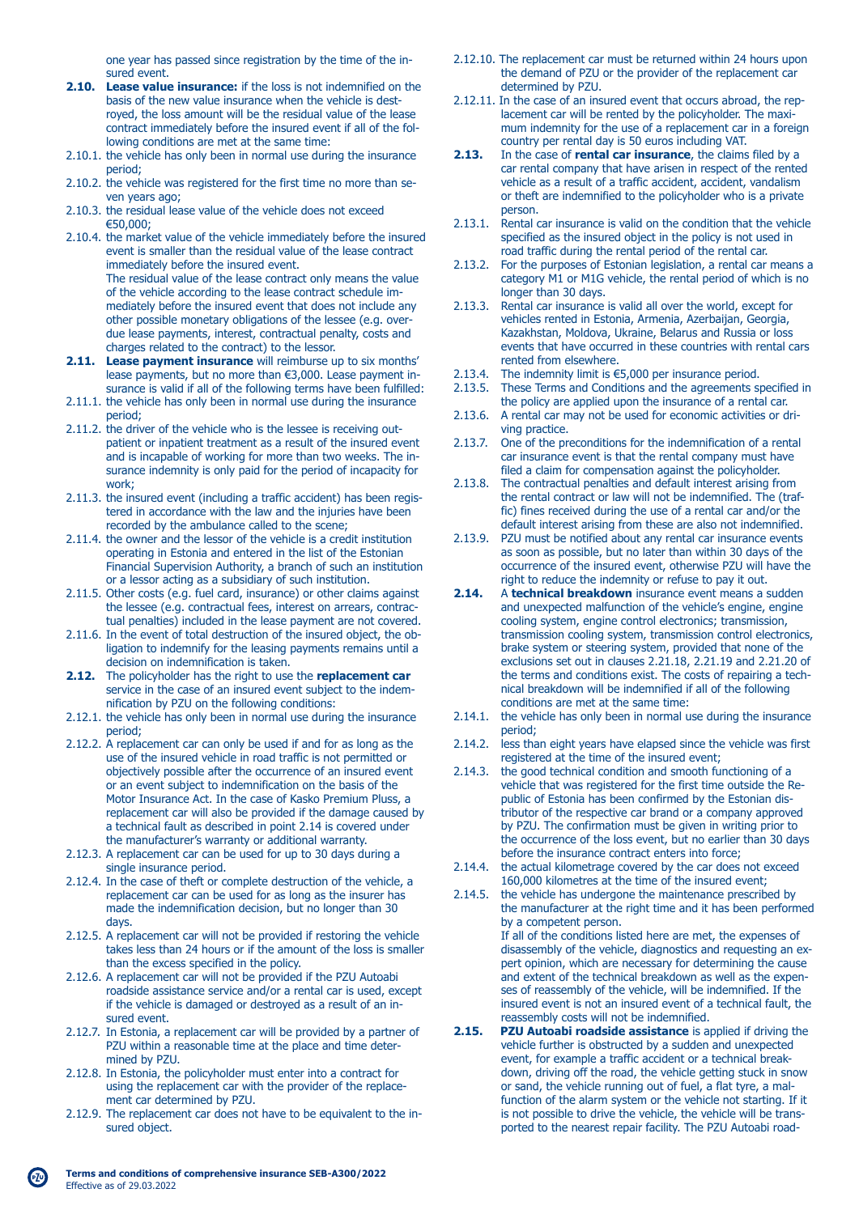one year has passed since registration by the time of the insured event.

**2.10.** **Lease value insurance:** if the loss is not indemnified on the basis of the new value insurance when the vehicle is destroyed, the loss amount will be the residual value of the lease contract immediately before the insured event if all of the following conditions are met at the same time:

2.10.1. the vehicle has only been in normal use during the insurance period;

2.10.2. the vehicle was registered for the first time no more than seven years ago;

2.10.3. the residual lease value of the vehicle does not exceed €50,000;

2.10.4. the market value of the vehicle immediately before the insured event is smaller than the residual value of the lease contract immediately before the insured event.
The residual value of the lease contract only means the value of the vehicle according to the lease contract schedule immediately before the insured event that does not include any other possible monetary obligations of the lessee (e.g. overdue lease payments, interest, contractual penalty, costs and charges related to the contract) to the lessor.

**2.11.** **Lease payment insurance** will reimburse up to six months' lease payments, but no more than €3,000. Lease payment insurance is valid if all of the following terms have been fulfilled:

2.11.1. the vehicle has only been in normal use during the insurance period;

2.11.2. the driver of the vehicle who is the lessee is receiving outpatient or inpatient treatment as a result of the insured event and is incapable of working for more than two weeks. The insurance indemnity is only paid for the period of incapacity for work;

2.11.3. the insured event (including a traffic accident) has been registered in accordance with the law and the injuries have been recorded by the ambulance called to the scene;

2.11.4. the owner and the lessor of the vehicle is a credit institution operating in Estonia and entered in the list of the Estonian Financial Supervision Authority, a branch of such an institution or a lessor acting as a subsidiary of such institution.

2.11.5. Other costs (e.g. fuel card, insurance) or other claims against the lessee (e.g. contractual fees, interest on arrears, contractual penalties) included in the lease payment are not covered.

2.11.6. In the event of total destruction of the insured object, the obligation to indemnify for the leasing payments remains until a decision on indemnification is taken.

**2.12.** The policyholder has the right to use the **replacement car** service in the case of an insured event subject to the indemnification by PZU on the following conditions:

2.12.1. the vehicle has only been in normal use during the insurance period;

2.12.2. A replacement car can only be used if and for as long as the use of the insured vehicle in road traffic is not permitted or objectively possible after the occurrence of an insured event or an event subject to indemnification on the basis of the Motor Insurance Act. In the case of Kasko Premium Pluss, a replacement car will also be provided if the damage caused by a technical fault as described in point 2.14 is covered under the manufacturer's warranty or additional warranty.

2.12.3. A replacement car can be used for up to 30 days during a single insurance period.

2.12.4. In the case of theft or complete destruction of the vehicle, a replacement car can be used for as long as the insurer has made the indemnification decision, but no longer than 30 days.

2.12.5. A replacement car will not be provided if restoring the vehicle takes less than 24 hours or if the amount of the loss is smaller than the excess specified in the policy.

2.12.6. A replacement car will not be provided if the PZU Autoabi roadside assistance service and/or a rental car is used, except if the vehicle is damaged or destroyed as a result of an insured event.

2.12.7. In Estonia, a replacement car will be provided by a partner of PZU within a reasonable time at the place and time determined by PZU.

2.12.8. In Estonia, the policyholder must enter into a contract for using the replacement car with the provider of the replacement car determined by PZU.

2.12.9. The replacement car does not have to be equivalent to the insured object.

2.12.10. The replacement car must be returned within 24 hours upon the demand of PZU or the provider of the replacement car determined by PZU.

2.12.11. In the case of an insured event that occurs abroad, the replacement car will be rented by the policyholder. The maximum indemnity for the use of a replacement car in a foreign country per rental day is 50 euros including VAT.

**2.13.** In the case of **rental car insurance**, the claims filed by a car rental company that have arisen in respect of the rented vehicle as a result of a traffic accident, accident, vandalism or theft are indemnified to the policyholder who is a private person.

2.13.1. Rental car insurance is valid on the condition that the vehicle specified as the insured object in the policy is not used in road traffic during the rental period of the rental car.

2.13.2. For the purposes of Estonian legislation, a rental car means a category M1 or M1G vehicle, the rental period of which is no longer than 30 days.

2.13.3. Rental car insurance is valid all over the world, except for vehicles rented in Estonia, Armenia, Azerbaijan, Georgia, Kazakhstan, Moldova, Ukraine, Belarus and Russia or loss events that have occurred in these countries with rental cars rented from elsewhere.

2.13.4. The indemnity limit is €5,000 per insurance period.

2.13.5. These Terms and Conditions and the agreements specified in the policy are applied upon the insurance of a rental car.

2.13.6. A rental car may not be used for economic activities or driving practice.

2.13.7. One of the preconditions for the indemnification of a rental car insurance event is that the rental company must have filed a claim for compensation against the policyholder.

2.13.8. The contractual penalties and default interest arising from the rental contract or law will not be indemnified. The (traffic) fines received during the use of a rental car and/or the default interest arising from these are also not indemnified.

2.13.9. PZU must be notified about any rental car insurance events as soon as possible, but no later than within 30 days of the occurrence of the insured event, otherwise PZU will have the right to reduce the indemnity or refuse to pay it out.

**2.14.** A **technical breakdown** insurance event means a sudden and unexpected malfunction of the vehicle's engine, engine cooling system, engine control electronics; transmission, transmission cooling system, transmission control electronics, brake system or steering system, provided that none of the exclusions set out in clauses 2.21.18, 2.21.19 and 2.21.20 of the terms and conditions exist. The costs of repairing a technical breakdown will be indemnified if all of the following conditions are met at the same time:

2.14.1. the vehicle has only been in normal use during the insurance period;

2.14.2. less than eight years have elapsed since the vehicle was first registered at the time of the insured event;

2.14.3. the good technical condition and smooth functioning of a vehicle that was registered for the first time outside the Republic of Estonia has been confirmed by the Estonian distributor of the respective car brand or a company approved by PZU. The confirmation must be given in writing prior to the occurrence of the loss event, but no earlier than 30 days before the insurance contract enters into force;

2.14.4. the actual kilometrage covered by the car does not exceed 160,000 kilometres at the time of the insured event;

2.14.5. the vehicle has undergone the maintenance prescribed by the manufacturer at the right time and it has been performed by a competent person.
If all of the conditions listed here are met, the expenses of disassembly of the vehicle, diagnostics and requesting an expert opinion, which are necessary for determining the cause and extent of the technical breakdown as well as the expenses of reassembly of the vehicle, will be indemnified. If the insured event is not an insured event of a technical fault, the reassembly costs will not be indemnified.

**2.15.** **PZU Autoabi roadside assistance** is applied if driving the vehicle further is obstructed by a sudden and unexpected event, for example a traffic accident or a technical breakdown, driving off the road, the vehicle getting stuck in snow or sand, the vehicle running out of fuel, a flat tyre, a malfunction of the alarm system or the vehicle not starting. If it is not possible to drive the vehicle, the vehicle will be transported to the nearest repair facility. The PZU Autoabi road-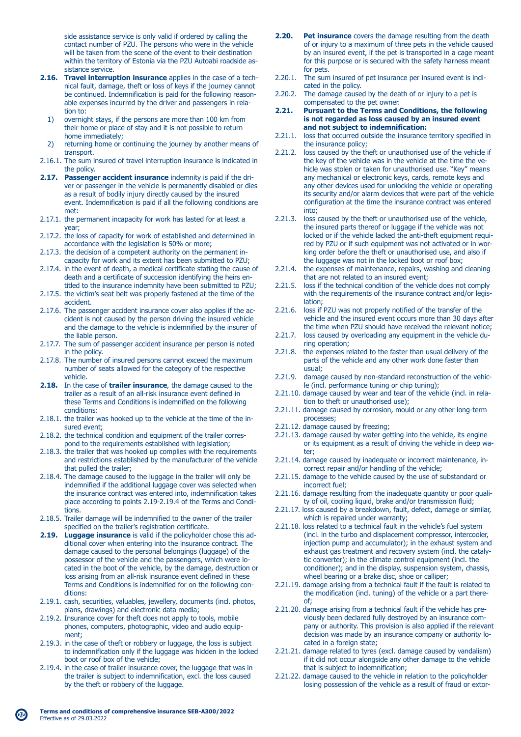side assistance service is only valid if ordered by calling the contact number of PZU. The persons who were in the vehicle will be taken from the scene of the event to their destination within the territory of Estonia via the PZU Autoabi roadside assistance service.

**2.16. Travel interruption insurance** applies in the case of a technical fault, damage, theft or loss of keys if the journey cannot be continued. Indemnification is paid for the following reasonable expenses incurred by the driver and passengers in relation to:

1) overnight stays, if the persons are more than 100 km from their home or place of stay and it is not possible to return home immediately;
2) returning home or continuing the journey by another means of transport.

2.16.1. The sum insured of travel interruption insurance is indicated in the policy.

**2.17. Passenger accident insurance** indemnity is paid if the driver or passenger in the vehicle is permanently disabled or dies as a result of bodily injury directly caused by the insured event. Indemnification is paid if all the following conditions are met:

2.17.1. the permanent incapacity for work has lasted for at least a year;

2.17.2. the loss of capacity for work of established and determined in accordance with the legislation is 50% or more;

2.17.3. the decision of a competent authority on the permanent incapacity for work and its extent has been submitted to PZU;

2.17.4. in the event of death, a medical certificate stating the cause of death and a certificate of succession identifying the heirs entitled to the insurance indemnity have been submitted to PZU;

2.17.5. the victim's seat belt was properly fastened at the time of the accident.

2.17.6. The passenger accident insurance cover also applies if the accident is not caused by the person driving the insured vehicle and the damage to the vehicle is indemnified by the insurer of the liable person.

2.17.7. The sum of passenger accident insurance per person is noted in the policy.

2.17.8. The number of insured persons cannot exceed the maximum number of seats allowed for the category of the respective vehicle.

**2.18.** In the case of **trailer insurance**, the damage caused to the trailer as a result of an all-risk insurance event defined in these Terms and Conditions is indemnified on the following conditions:

2.18.1. the trailer was hooked up to the vehicle at the time of the insured event;

2.18.2. the technical condition and equipment of the trailer correspond to the requirements established with legislation;

2.18.3. the trailer that was hooked up complies with the requirements and restrictions established by the manufacturer of the vehicle that pulled the trailer;

2.18.4. The damage caused to the luggage in the trailer will only be indemnified if the additional luggage cover was selected when the insurance contract was entered into, indemnification takes place according to points 2.19-2.19.4 of the Terms and Conditions.

2.18.5. Trailer damage will be indemnified to the owner of the trailer specified on the trailer's registration certificate.

**2.19. Luggage insurance** is valid if the policyholder chose this additional cover when entering into the insurance contract. The damage caused to the personal belongings (luggage) of the possessor of the vehicle and the passengers, which were located in the boot of the vehicle, by the damage, destruction or loss arising from an all-risk insurance event defined in these Terms and Conditions is indemnified for on the following conditions:

2.19.1. cash, securities, valuables, jewellery, documents (incl. photos, plans, drawings) and electronic data media;

2.19.2. Insurance cover for theft does not apply to tools, mobile phones, computers, photographic, video and audio equipment;

2.19.3. in the case of theft or robbery or luggage, the loss is subject to indemnification only if the luggage was hidden in the locked boot or roof box of the vehicle;

2.19.4. in the case of trailer insurance cover, the luggage that was in the trailer is subject to indemnification, excl. the loss caused by the theft or robbery of the luggage.

**2.20. Pet insurance** covers the damage resulting from the death of or injury to a maximum of three pets in the vehicle caused by an insured event, if the pet is transported in a cage meant for this purpose or is secured with the safety harness meant for pets.

2.20.1. The sum insured of pet insurance per insured event is indicated in the policy.

2.20.2. The damage caused by the death of or injury to a pet is compensated to the pet owner.

**2.21. Pursuant to the Terms and Conditions, the following is not regarded as loss caused by an insured event and not subject to indemnification:**

2.21.1. loss that occurred outside the insurance territory specified in the insurance policy;

2.21.2. loss caused by the theft or unauthorised use of the vehicle if the key of the vehicle was in the vehicle at the time the vehicle was stolen or taken for unauthorised use. "Key" means any mechanical or electronic keys, cards, remote keys and any other devices used for unlocking the vehicle or operating its security and/or alarm devices that were part of the vehicle configuration at the time the insurance contract was entered into;

2.21.3. loss caused by the theft or unauthorised use of the vehicle, the insured parts thereof or luggage if the vehicle was not locked or if the vehicle lacked the anti-theft equipment required by PZU or if such equipment was not activated or in working order before the theft or unauthorised use, and also if the luggage was not in the locked boot or roof box;

2.21.4. the expenses of maintenance, repairs, washing and cleaning that are not related to an insured event;

2.21.5. loss if the technical condition of the vehicle does not comply with the requirements of the insurance contract and/or legislation;

2.21.6. loss if PZU was not properly notified of the transfer of the vehicle and the insured event occurs more than 30 days after the time when PZU should have received the relevant notice;

2.21.7. loss caused by overloading any equipment in the vehicle during operation;

2.21.8. the expenses related to the faster than usual delivery of the parts of the vehicle and any other work done faster than usual;

2.21.9. damage caused by non-standard reconstruction of the vehicle (incl. performance tuning or chip tuning);

2.21.10. damage caused by wear and tear of the vehicle (incl. in relation to theft or unauthorised use);

2.21.11. damage caused by corrosion, mould or any other long-term processes;

2.21.12. damage caused by freezing;

2.21.13. damage caused by water getting into the vehicle, its engine or its equipment as a result of driving the vehicle in deep water;

2.21.14. damage caused by inadequate or incorrect maintenance, incorrect repair and/or handling of the vehicle;

2.21.15. damage to the vehicle caused by the use of substandard or incorrect fuel;

2.21.16. damage resulting from the inadequate quantity or poor quality of oil, cooling liquid, brake and/or transmission fluid;

2.21.17. loss caused by a breakdown, fault, defect, damage or similar, which is repaired under warranty;

2.21.18. loss related to a technical fault in the vehicle's fuel system (incl. in the turbo and displacement compressor, intercooler, injection pump and accumulator); in the exhaust system and exhaust gas treatment and recovery system (incl. the catalytic converter); in the climate control equipment (incl. the conditioner); and in the display, suspension system, chassis, wheel bearing or a brake disc, shoe or calliper;

2.21.19. damage arising from a technical fault if the fault is related to the modification (incl. tuning) of the vehicle or a part thereof;

2.21.20. damage arising from a technical fault if the vehicle has previously been declared fully destroyed by an insurance company or authority. This provision is also applied if the relevant decision was made by an insurance company or authority located in a foreign state;

2.21.21. damage related to tyres (excl. damage caused by vandalism) if it did not occur alongside any other damage to the vehicle that is subject to indemnification;

2.21.22. damage caused to the vehicle in relation to the policyholder losing possession of the vehicle as a result of fraud or extor-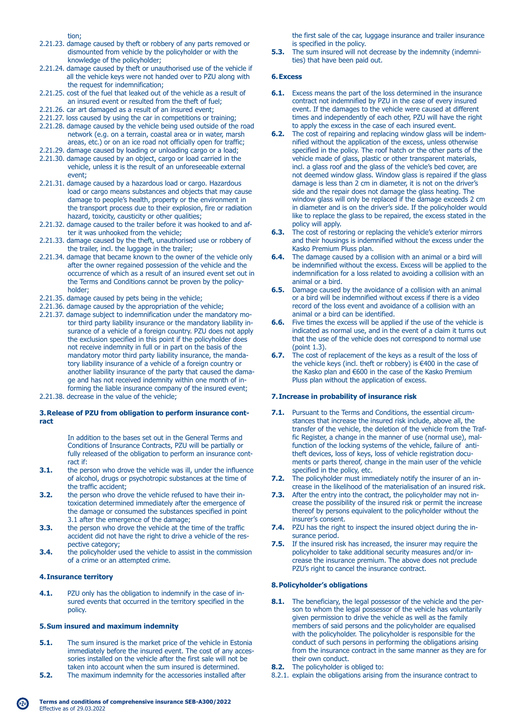tion;

2.21.23. damage caused by theft or robbery of any parts removed or dismounted from vehicle by the policyholder or with the knowledge of the policyholder;

2.21.24. damage caused by theft or unauthorised use of the vehicle if all the vehicle keys were not handed over to PZU along with the request for indemnification;

2.21.25. cost of the fuel that leaked out of the vehicle as a result of an insured event or resulted from the theft of fuel;

2.21.26. car art damaged as a result of an insured event;

2.21.27. loss caused by using the car in competitions or training;

2.21.28. damage caused by the vehicle being used outside of the road network (e.g. on a terrain, coastal area or in water, marsh areas, etc.) or on an ice road not officially open for traffic;

2.21.29. damage caused by loading or unloading cargo or a load;

2.21.30. damage caused by an object, cargo or load carried in the vehicle, unless it is the result of an unforeseeable external event;

2.21.31. damage caused by a hazardous load or cargo. Hazardous load or cargo means substances and objects that may cause damage to people's health, property or the environment in the transport process due to their explosion, fire or radiation hazard, toxicity, causticity or other qualities;

2.21.32. damage caused to the trailer before it was hooked to and after it was unhooked from the vehicle;

2.21.33. damage caused by the theft, unauthorised use or robbery of the trailer, incl. the luggage in the trailer;

2.21.34. damage that became known to the owner of the vehicle only after the owner regained possession of the vehicle and the occurrence of which as a result of an insured event set out in the Terms and Conditions cannot be proven by the policyholder;

2.21.35. damage caused by pets being in the vehicle;

2.21.36. damage caused by the appropriation of the vehicle;

2.21.37. damage subject to indemnification under the mandatory motor third party liability insurance or the mandatory liability insurance of a vehicle of a foreign country. PZU does not apply the exclusion specified in this point if the policyholder does not receive indemnity in full or in part on the basis of the mandatory motor third party liability insurance, the mandatory liability insurance of a vehicle of a foreign country or another liability insurance of the party that caused the damage and has not received indemnity within one month of informing the liable insurance company of the insured event;

2.21.38. decrease in the value of the vehicle;

## 3. Release of PZU from obligation to perform insurance contract

In addition to the bases set out in the General Terms and Conditions of Insurance Contracts, PZU will be partially or fully released of the obligation to perform an insurance contract if:

**3.1.** the person who drove the vehicle was ill, under the influence of alcohol, drugs or psychotropic substances at the time of the traffic accident;

**3.2.** the person who drove the vehicle refused to have their intoxication determined immediately after the emergence of the damage or consumed the substances specified in point 3.1 after the emergence of the damage;

**3.3.** the person who drove the vehicle at the time of the traffic accident did not have the right to drive a vehicle of the respective category;

**3.4.** the policyholder used the vehicle to assist in the commission of a crime or an attempted crime.

## 4. Insurance territory

**4.1.** PZU only has the obligation to indemnify in the case of insured events that occurred in the territory specified in the policy.

## 5. Sum insured and maximum indemnity

**5.1.** The sum insured is the market price of the vehicle in Estonia immediately before the insured event. The cost of any accessories installed on the vehicle after the first sale will not be taken into account when the sum insured is determined.

**5.2.** The maximum indemnity for the accessories installed after the first sale of the car, luggage insurance and trailer insurance is specified in the policy.

**5.3.** The sum insured will not decrease by the indemnity (indemnities) that have been paid out.

## 6. Excess

**6.1.** Excess means the part of the loss determined in the insurance contract not indemnified by PZU in the case of every insured event. If the damages to the vehicle were caused at different times and independently of each other, PZU will have the right to apply the excess in the case of each insured event.

**6.2.** The cost of repairing and replacing window glass will be indemnified without the application of the excess, unless otherwise specified in the policy. The roof hatch or the other parts of the vehicle made of glass, plastic or other transparent materials, incl. a glass roof and the glass of the vehicle's bed cover, are not deemed window glass. Window glass is repaired if the glass damage is less than 2 cm in diameter, it is not on the driver's side and the repair does not damage the glass heating. The window glass will only be replaced if the damage exceeds 2 cm in diameter and is on the driver's side. If the policyholder would like to replace the glass to be repaired, the excess stated in the policy will apply.

**6.3.** The cost of restoring or replacing the vehicle's exterior mirrors and their housings is indemnified without the excess under the Kasko Premium Pluss plan.

**6.4.** The damage caused by a collision with an animal or a bird will be indemnified without the excess. Excess will be applied to the indemnification for a loss related to avoiding a collision with an animal or a bird.

**6.5.** Damage caused by the avoidance of a collision with an animal or a bird will be indemnified without excess if there is a video record of the loss event and avoidance of a collision with an animal or a bird can be identified.

**6.6.** Five times the excess will be applied if the use of the vehicle is indicated as normal use, and in the event of a claim it turns out that the use of the vehicle does not correspond to normal use (point 1.3).

**6.7.** The cost of replacement of the keys as a result of the loss of the vehicle keys (incl. theft or robbery) is €400 in the case of the Kasko plan and €600 in the case of the Kasko Premium Pluss plan without the application of excess.

## 7. Increase in probability of insurance risk

**7.1.** Pursuant to the Terms and Conditions, the essential circumstances that increase the insured risk include, above all, the transfer of the vehicle, the deletion of the vehicle from the Traffic Register, a change in the manner of use (normal use), malfunction of the locking systems of the vehicle, failure of anti-theft devices, loss of keys, loss of vehicle registration documents or parts thereof, change in the main user of the vehicle specified in the policy, etc.

**7.2.** The policyholder must immediately notify the insurer of an increase in the likelihood of the materialisation of an insured risk.

**7.3.** After the entry into the contract, the policyholder may not increase the possibility of the insured risk or permit the increase thereof by persons equivalent to the policyholder without the insurer's consent.

**7.4.** PZU has the right to inspect the insured object during the insurance period.

**7.5.** If the insured risk has increased, the insurer may require the policyholder to take additional security measures and/or increase the insurance premium. The above does not preclude PZU's right to cancel the insurance contract.

## 8. Policyholder's obligations

**8.1.** The beneficiary, the legal possessor of the vehicle and the person to whom the legal possessor of the vehicle has voluntarily given permission to drive the vehicle as well as the family members of said persons and the policyholder are equalised with the policyholder. The policyholder is responsible for the conduct of such persons in performing the obligations arising from the insurance contract in the same manner as they are for their own conduct.

**8.2.** The policyholder is obliged to:

8.2.1. explain the obligations arising from the insurance contract to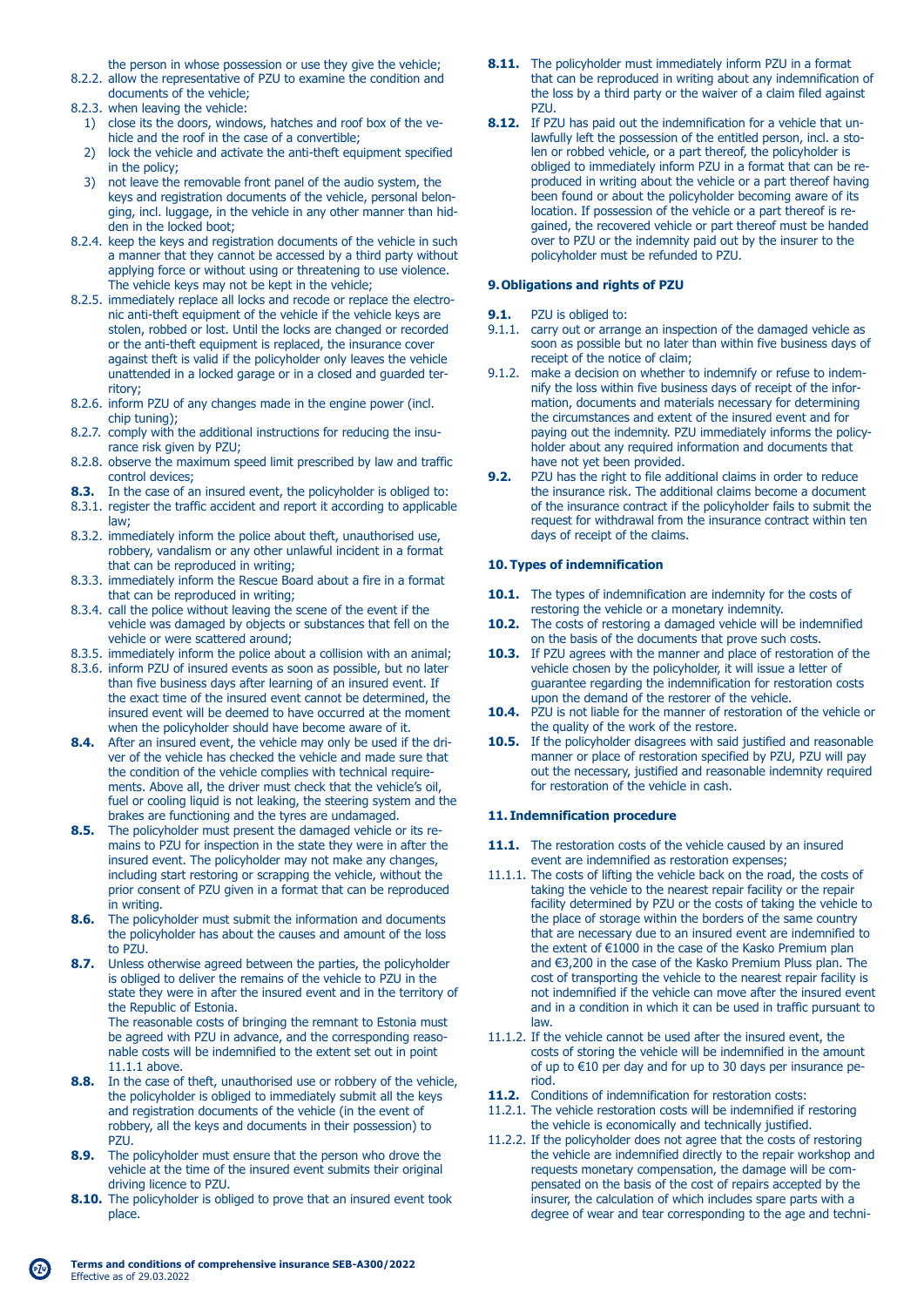the person in whose possession or use they give the vehicle;

8.2.2. allow the representative of PZU to examine the condition and documents of the vehicle;

8.2.3. when leaving the vehicle:

1) close its the doors, windows, hatches and roof box of the vehicle and the roof in the case of a convertible;
2) lock the vehicle and activate the anti-theft equipment specified in the policy;
3) not leave the removable front panel of the audio system, the keys and registration documents of the vehicle, personal belonging, incl. luggage, in the vehicle in any other manner than hidden in the locked boot;

8.2.4. keep the keys and registration documents of the vehicle in such a manner that they cannot be accessed by a third party without applying force or without using or threatening to use violence. The vehicle keys may not be kept in the vehicle;

8.2.5. immediately replace all locks and recode or replace the electronic anti-theft equipment of the vehicle if the vehicle keys are stolen, robbed or lost. Until the locks are changed or recorded or the anti-theft equipment is replaced, the insurance cover against theft is valid if the policyholder only leaves the vehicle unattended in a locked garage or in a closed and guarded territory;

8.2.6. inform PZU of any changes made in the engine power (incl. chip tuning);

8.2.7. comply with the additional instructions for reducing the insurance risk given by PZU;

8.2.8. observe the maximum speed limit prescribed by law and traffic control devices;

**8.3.** In the case of an insured event, the policyholder is obliged to:

8.3.1. register the traffic accident and report it according to applicable law;

8.3.2. immediately inform the police about theft, unauthorised use, robbery, vandalism or any other unlawful incident in a format that can be reproduced in writing;

8.3.3. immediately inform the Rescue Board about a fire in a format that can be reproduced in writing;

8.3.4. call the police without leaving the scene of the event if the vehicle was damaged by objects or substances that fell on the vehicle or were scattered around;

8.3.5. immediately inform the police about a collision with an animal;

8.3.6. inform PZU of insured events as soon as possible, but no later than five business days after learning of an insured event. If the exact time of the insured event cannot be determined, the insured event will be deemed to have occurred at the moment when the policyholder should have become aware of it.

**8.4.** After an insured event, the vehicle may only be used if the driver of the vehicle has checked the vehicle and made sure that the condition of the vehicle complies with technical requirements. Above all, the driver must check that the vehicle's oil, fuel or cooling liquid is not leaking, the steering system and the brakes are functioning and the tyres are undamaged.

**8.5.** The policyholder must present the damaged vehicle or its remains to PZU for inspection in the state they were in after the insured event. The policyholder may not make any changes, including start restoring or scrapping the vehicle, without the prior consent of PZU given in a format that can be reproduced in writing.

**8.6.** The policyholder must submit the information and documents the policyholder has about the causes and amount of the loss to PZU.

**8.7.** Unless otherwise agreed between the parties, the policyholder is obliged to deliver the remains of the vehicle to PZU in the state they were in after the insured event and in the territory of the Republic of Estonia.
The reasonable costs of bringing the remnant to Estonia must be agreed with PZU in advance, and the corresponding reasonable costs will be indemnified to the extent set out in point 11.1.1 above.

**8.8.** In the case of theft, unauthorised use or robbery of the vehicle, the policyholder is obliged to immediately submit all the keys and registration documents of the vehicle (in the event of robbery, all the keys and documents in their possession) to PZU.

**8.9.** The policyholder must ensure that the person who drove the vehicle at the time of the insured event submits their original driving licence to PZU.

**8.10.** The policyholder is obliged to prove that an insured event took place.

**8.11.** The policyholder must immediately inform PZU in a format that can be reproduced in writing about any indemnification of the loss by a third party or the waiver of a claim filed against PZU.

**8.12.** If PZU has paid out the indemnification for a vehicle that unlawfully left the possession of the entitled person, incl. a stolen or robbed vehicle, or a part thereof, the policyholder is obliged to immediately inform PZU in a format that can be reproduced in writing about the vehicle or a part thereof having been found or about the policyholder becoming aware of its location. If possession of the vehicle or a part thereof is regained, the recovered vehicle or part thereof must be handed over to PZU or the indemnity paid out by the insurer to the policyholder must be refunded to PZU.

## 9. Obligations and rights of PZU

**9.1.** PZU is obliged to:

9.1.1. carry out or arrange an inspection of the damaged vehicle as soon as possible but no later than within five business days of receipt of the notice of claim;

9.1.2. make a decision on whether to indemnify or refuse to indemnify the loss within five business days of receipt of the information, documents and materials necessary for determining the circumstances and extent of the insured event and for paying out the indemnity. PZU immediately informs the policyholder about any required information and documents that have not yet been provided.

**9.2.** PZU has the right to file additional claims in order to reduce the insurance risk. The additional claims become a document of the insurance contract if the policyholder fails to submit the request for withdrawal from the insurance contract within ten days of receipt of the claims.

## 10. Types of indemnification

**10.1.** The types of indemnification are indemnity for the costs of restoring the vehicle or a monetary indemnity.

**10.2.** The costs of restoring a damaged vehicle will be indemnified on the basis of the documents that prove such costs.

**10.3.** If PZU agrees with the manner and place of restoration of the vehicle chosen by the policyholder, it will issue a letter of guarantee regarding the indemnification for restoration costs upon the demand of the restorer of the vehicle.

**10.4.** PZU is not liable for the manner of restoration of the vehicle or the quality of the work of the restore.

**10.5.** If the policyholder disagrees with said justified and reasonable manner or place of restoration specified by PZU, PZU will pay out the necessary, justified and reasonable indemnity required for restoration of the vehicle in cash.

## 11. Indemnification procedure

**11.1.** The restoration costs of the vehicle caused by an insured event are indemnified as restoration expenses;

11.1.1. The costs of lifting the vehicle back on the road, the costs of taking the vehicle to the nearest repair facility or the repair facility determined by PZU or the costs of taking the vehicle to the place of storage within the borders of the same country that are necessary due to an insured event are indemnified to the extent of €1000 in the case of the Kasko Premium plan and €3,200 in the case of the Kasko Premium Pluss plan. The cost of transporting the vehicle to the nearest repair facility is not indemnified if the vehicle can move after the insured event and in a condition in which it can be used in traffic pursuant to law.

11.1.2. If the vehicle cannot be used after the insured event, the costs of storing the vehicle will be indemnified in the amount of up to €10 per day and for up to 30 days per insurance period.

**11.2.** Conditions of indemnification for restoration costs:

11.2.1. The vehicle restoration costs will be indemnified if restoring the vehicle is economically and technically justified.

11.2.2. If the policyholder does not agree that the costs of restoring the vehicle are indemnified directly to the repair workshop and requests monetary compensation, the damage will be compensated on the basis of the cost of repairs accepted by the insurer, the calculation of which includes spare parts with a degree of wear and tear corresponding to the age and techni-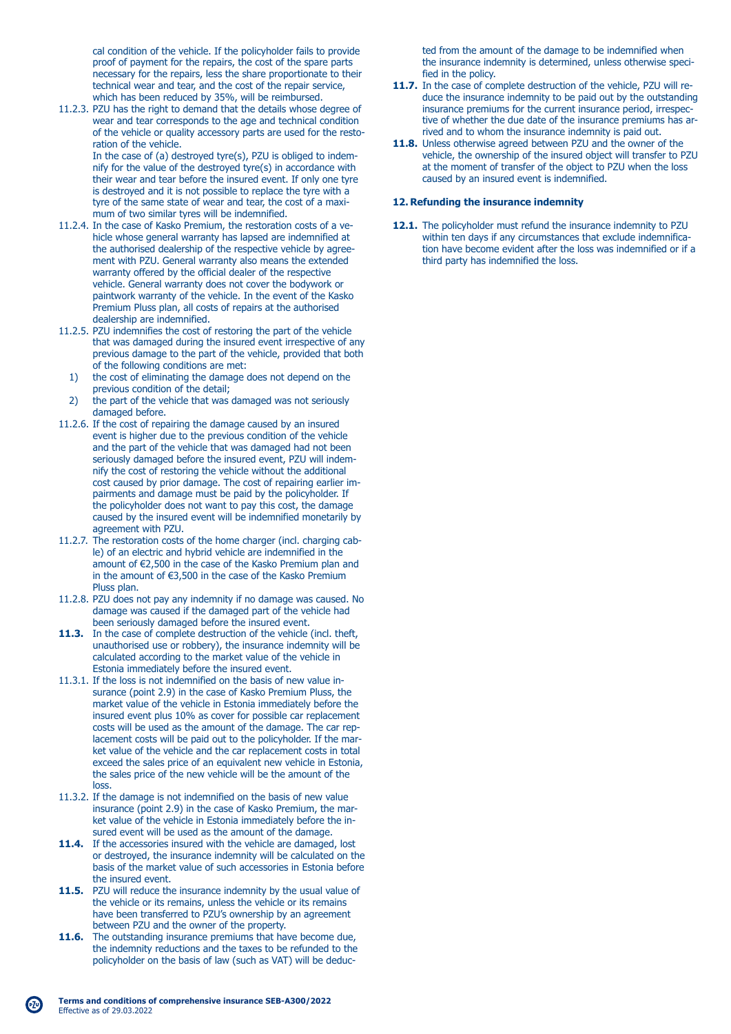cal condition of the vehicle. If the policyholder fails to provide proof of payment for the repairs, the cost of the spare parts necessary for the repairs, less the share proportionate to their technical wear and tear, and the cost of the repair service, which has been reduced by 35%, will be reimbursed.

11.2.3. PZU has the right to demand that the details whose degree of wear and tear corresponds to the age and technical condition of the vehicle or quality accessory parts are used for the restoration of the vehicle.
In the case of (a) destroyed tyre(s), PZU is obliged to indemnify for the value of the destroyed tyre(s) in accordance with their wear and tear before the insured event. If only one tyre is destroyed and it is not possible to replace the tyre with a tyre of the same state of wear and tear, the cost of a maximum of two similar tyres will be indemnified.

11.2.4. In the case of Kasko Premium, the restoration costs of a vehicle whose general warranty has lapsed are indemnified at the authorised dealership of the respective vehicle by agreement with PZU. General warranty also means the extended warranty offered by the official dealer of the respective vehicle. General warranty does not cover the bodywork or paintwork warranty of the vehicle. In the event of the Kasko Premium Pluss plan, all costs of repairs at the authorised dealership are indemnified.

11.2.5. PZU indemnifies the cost of restoring the part of the vehicle that was damaged during the insured event irrespective of any previous damage to the part of the vehicle, provided that both of the following conditions are met:

1) the cost of eliminating the damage does not depend on the previous condition of the detail;
2) the part of the vehicle that was damaged was not seriously damaged before.

11.2.6. If the cost of repairing the damage caused by an insured event is higher due to the previous condition of the vehicle and the part of the vehicle that was damaged had not been seriously damaged before the insured event, PZU will indemnify the cost of restoring the vehicle without the additional cost caused by prior damage. The cost of repairing earlier impairments and damage must be paid by the policyholder. If the policyholder does not want to pay this cost, the damage caused by the insured event will be indemnified monetarily by agreement with PZU.

11.2.7. The restoration costs of the home charger (incl. charging cable) of an electric and hybrid vehicle are indemnified in the amount of €2,500 in the case of the Kasko Premium plan and in the amount of €3,500 in the case of the Kasko Premium Pluss plan.

11.2.8. PZU does not pay any indemnity if no damage was caused. No damage was caused if the damaged part of the vehicle had been seriously damaged before the insured event.

**11.3.** In the case of complete destruction of the vehicle (incl. theft, unauthorised use or robbery), the insurance indemnity will be calculated according to the market value of the vehicle in Estonia immediately before the insured event.

11.3.1. If the loss is not indemnified on the basis of new value insurance (point 2.9) in the case of Kasko Premium Pluss, the market value of the vehicle in Estonia immediately before the insured event plus 10% as cover for possible car replacement costs will be used as the amount of the damage. The car replacement costs will be paid out to the policyholder. If the market value of the vehicle and the car replacement costs in total exceed the sales price of an equivalent new vehicle in Estonia, the sales price of the new vehicle will be the amount of the loss.

11.3.2. If the damage is not indemnified on the basis of new value insurance (point 2.9) in the case of Kasko Premium, the market value of the vehicle in Estonia immediately before the insured event will be used as the amount of the damage.

**11.4.** If the accessories insured with the vehicle are damaged, lost or destroyed, the insurance indemnity will be calculated on the basis of the market value of such accessories in Estonia before the insured event.

**11.5.** PZU will reduce the insurance indemnity by the usual value of the vehicle or its remains, unless the vehicle or its remains have been transferred to PZU's ownership by an agreement between PZU and the owner of the property.

**11.6.** The outstanding insurance premiums that have become due, the indemnity reductions and the taxes to be refunded to the policyholder on the basis of law (such as VAT) will be deducted from the amount of the damage to be indemnified when the insurance indemnity is determined, unless otherwise specified in the policy.

**11.7.** In the case of complete destruction of the vehicle, PZU will reduce the insurance indemnity to be paid out by the outstanding insurance premiums for the current insurance period, irrespective of whether the due date of the insurance premiums has arrived and to whom the insurance indemnity is paid out.

**11.8.** Unless otherwise agreed between PZU and the owner of the vehicle, the ownership of the insured object will transfer to PZU at the moment of transfer of the object to PZU when the loss caused by an insured event is indemnified.

## 12. Refunding the insurance indemnity

**12.1.** The policyholder must refund the insurance indemnity to PZU within ten days if any circumstances that exclude indemnification have become evident after the loss was indemnified or if a third party has indemnified the loss.